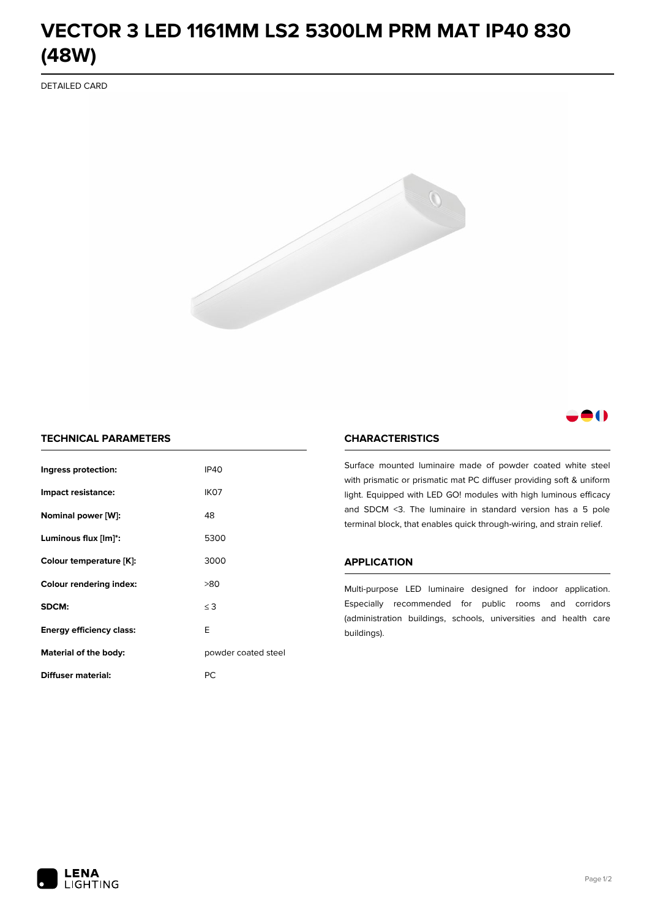# VECTOR 3 LED 1161MM LS2 5300LM PRM MAT IP40 830 (48W)

DETAILED CARD

## TECHNICAL PARAMETERS

| | |
|---|---|
| **Ingress protection:** | IP40 |
| **Impact resistance:** | IK07 |
| **Nominal power [W]:** | 48 |
| **Luminous flux [lm]*:** | 5300 |
| **Colour temperature [K]:** | 3000 |
| **Colour rendering index:** | >80 |
| **SDCM:** | ≤ 3 |
| **Energy efficiency class:** | E |
| **Material of the body:** | powder coated steel |
| **Diffuser material:** | PC |

## CHARACTERISTICS

Surface mounted luminaire made of powder coated white steel with prismatic or prismatic mat PC diffuser providing soft & uniform light. Equipped with LED GO! modules with high luminous efficacy and SDCM <3. The luminaire in standard version has a 5 pole terminal block, that enables quick through-wiring, and strain relief.

## APPLICATION

Multi-purpose LED luminaire designed for indoor application. Especially recommended for public rooms and corridors (administration buildings, schools, universities and health care buildings).

LENA LIGHTING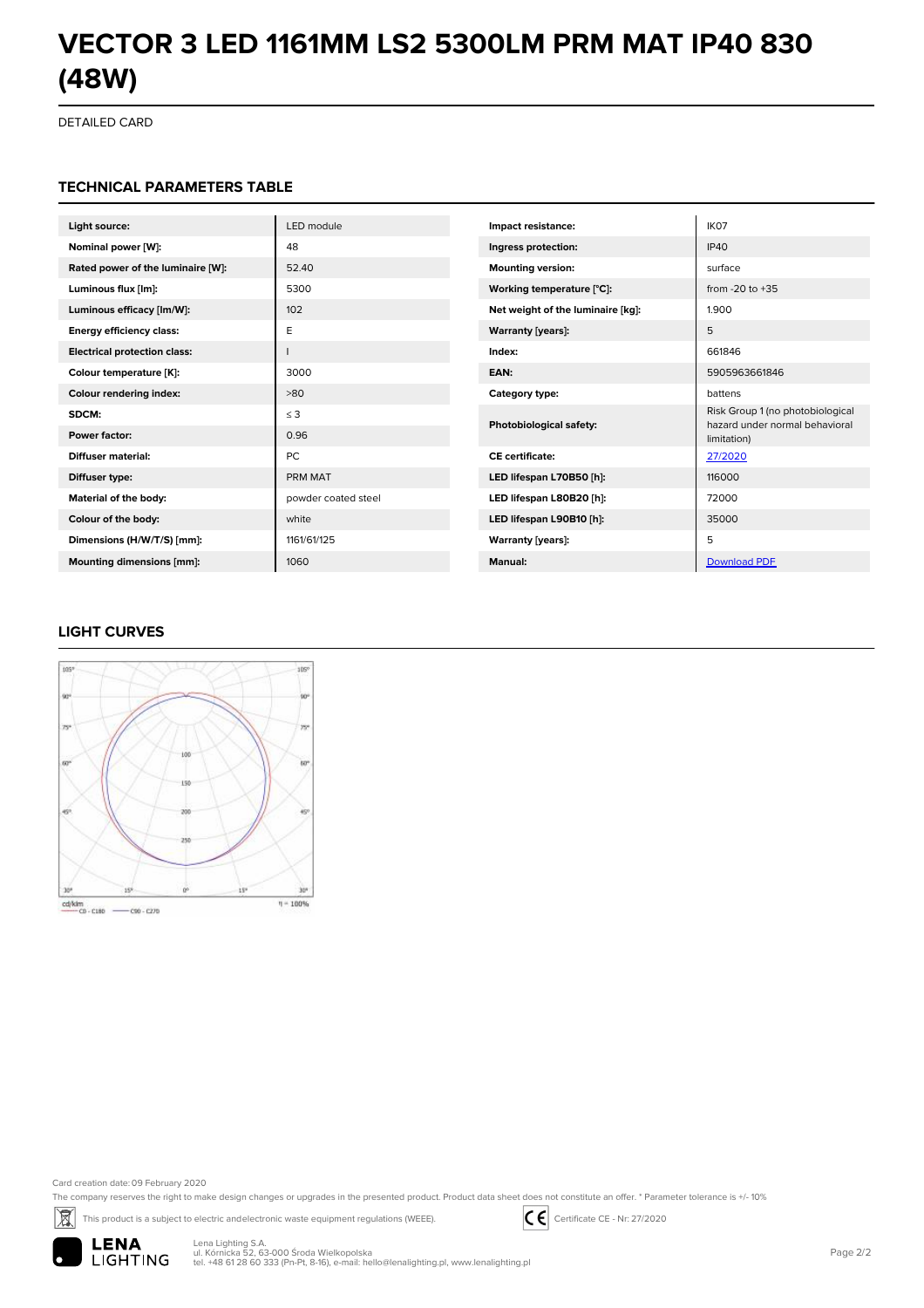# VECTOR 3 LED 1161MM LS2 5300LM PRM MAT IP40 830 (48W)

DETAILED CARD

## TECHNICAL PARAMETERS TABLE

| | |
|---|---|
| **Light source:** | LED module |
| **Nominal power [W]:** | 48 |
| **Rated power of the luminaire [W]:** | 52.40 |
| **Luminous flux [lm]:** | 5300 |
| **Luminous efficacy [lm/W]:** | 102 |
| **Energy efficiency class:** | E |
| **Electrical protection class:** | I |
| **Colour temperature [K]:** | 3000 |
| **Colour rendering index:** | >80 |
| **SDCM:** | ≤ 3 |
| **Power factor:** | 0.96 |
| **Diffuser material:** | PC |
| **Diffuser type:** | PRM MAT |
| **Material of the body:** | powder coated steel |
| **Colour of the body:** | white |
| **Dimensions (H/W/T/S) [mm]:** | 1161/61/125 |
| **Mounting dimensions [mm]:** | 1060 |

| | |
|---|---|
| **Impact resistance:** | IK07 |
| **Ingress protection:** | IP40 |
| **Mounting version:** | surface |
| **Working temperature [°C]:** | from -20 to +35 |
| **Net weight of the luminaire [kg]:** | 1.900 |
| **Warranty [years]:** | 5 |
| **Index:** | 661846 |
| **EAN:** | 5905963661846 |
| **Category type:** | battens |
| **Photobiological safety:** | Risk Group 1 (no photobiological hazard under normal behavioral limitation) |
| **CE certificate:** | 27/2020 |
| **LED lifespan L70B50 [h]:** | 116000 |
| **LED lifespan L80B20 [h]:** | 72000 |
| **LED lifespan L90B10 [h]:** | 35000 |
| **Warranty [years]:** | 5 |
| **Manual:** | Download PDF |

## LIGHT CURVES

105° 105°
90° 90°
75° 75°
60° 60°
45° 45°
30° 15° 0° 15° 30°
100
150
200
250
cd/klm
C0 - C180 C90 - C270
η = 100%

Card creation date: 09 February 2020

The company reserves the right to make design changes or upgrades in the presented product. Product data sheet does not constitute an offer. * Parameter tolerance is +/- 10%

This product is a subject to electric andelectronic waste equipment regulations (WEEE).

Certificate CE - Nr: 27/2020

Lena Lighting S.A.
ul. Kórnicka 52, 63-000 Środa Wielkopolska
tel. +48 61 28 60 333 (Pn-Pt, 8-16), e-mail: hello@lenalighting.pl, www.lenalighting.pl